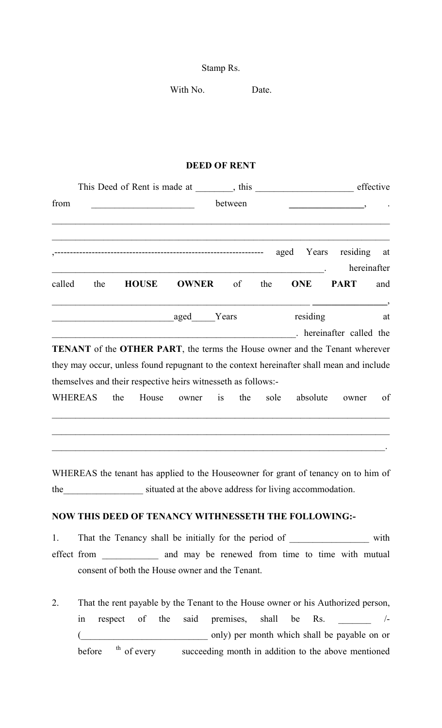Stamp Rs.

With No. Date.

# DEED OF RENT

This Deed of Rent is made at ________, this _____________________ effective from ______________________ between ________________, .
__________________________________________________________________________
__________________________________________________________________________
,------------------------------------------------------------------ aged Years residing at __________________________________________________________. hereinafter called the **HOUSE OWNER** of the **ONE PART** and __________________________________________________________ ________________, __________________________aged_____Years residing at ____________________________________________________. hereinafter called the **TENANT** of the **OTHER PART**, the terms the House owner and the Tenant wherever they may occur, unless found repugnant to the context hereinafter shall mean and include themselves and their respective heirs witnesseth as follows:-

WHEREAS the House owner is the sole absolute owner of __________________________________________________________________________
__________________________________________________________________________
_________________________________________________________________________.

WHEREAS the tenant has applied to the Houseowner for grant of tenancy on to him of the_________________ situated at the above address for living accommodation.

**NOW THIS DEED OF TENANCY WITHNESSETH THE FOLLOWING:-**

1. That the Tenancy shall be initially for the period of _________________ with effect from ____________ and may be renewed from time to time with mutual consent of both the House owner and the Tenant.

2. That the rent payable by the Tenant to the House owner or his Authorized person, in respect of the said premises, shall be Rs. _______ /- (___________________________ only) per month which shall be payable on or before th of every succeeding month in addition to the above mentioned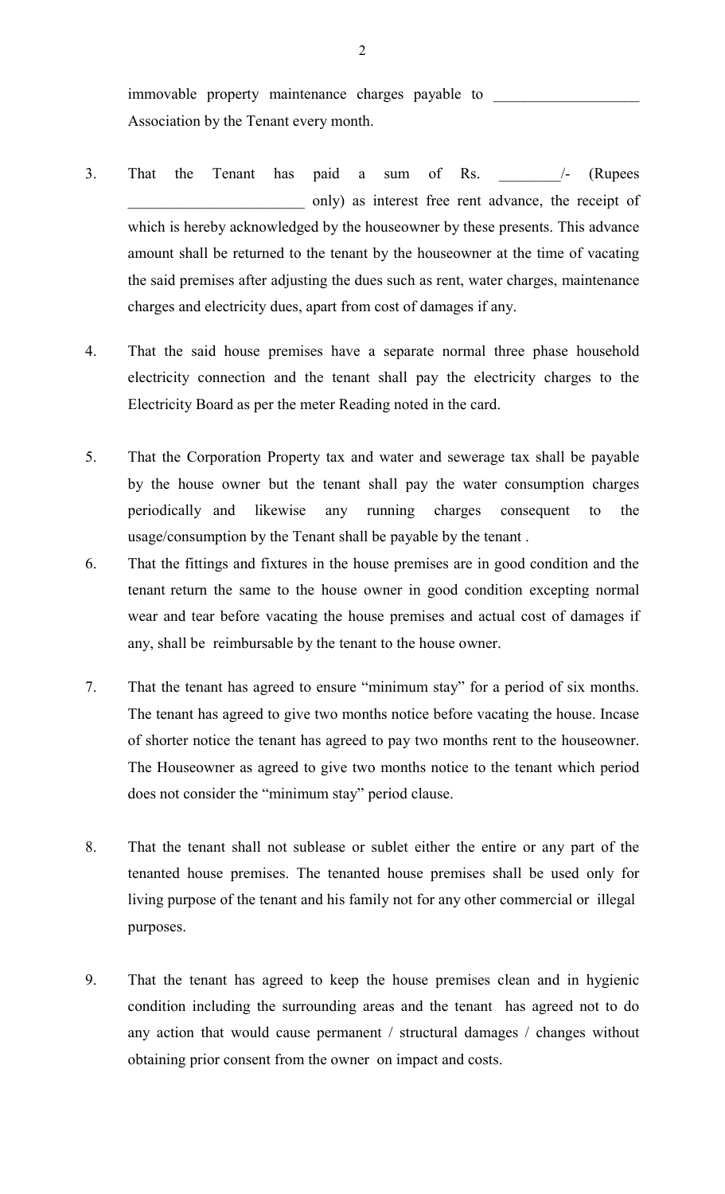immovable property maintenance charges payable to ___________________ Association by the Tenant every month.

3. That the Tenant has paid a sum of Rs. ________/- (Rupees _______________________ only) as interest free rent advance, the receipt of which is hereby acknowledged by the houseowner by these presents. This advance amount shall be returned to the tenant by the houseowner at the time of vacating the said premises after adjusting the dues such as rent, water charges, maintenance charges and electricity dues, apart from cost of damages if any.

4. That the said house premises have a separate normal three phase household electricity connection and the tenant shall pay the electricity charges to the Electricity Board as per the meter Reading noted in the card.

5. That the Corporation Property tax and water and sewerage tax shall be payable by the house owner but the tenant shall pay the water consumption charges periodically and likewise any running charges consequent to the usage/consumption by the Tenant shall be payable by the tenant .

6. That the fittings and fixtures in the house premises are in good condition and the tenant return the same to the house owner in good condition excepting normal wear and tear before vacating the house premises and actual cost of damages if any, shall be reimbursable by the tenant to the house owner.

7. That the tenant has agreed to ensure "minimum stay" for a period of six months. The tenant has agreed to give two months notice before vacating the house. Incase of shorter notice the tenant has agreed to pay two months rent to the houseowner. The Houseowner as agreed to give two months notice to the tenant which period does not consider the "minimum stay" period clause.

8. That the tenant shall not sublease or sublet either the entire or any part of the tenanted house premises. The tenanted house premises shall be used only for living purpose of the tenant and his family not for any other commercial or illegal purposes.

9. That the tenant has agreed to keep the house premises clean and in hygienic condition including the surrounding areas and the tenant has agreed not to do any action that would cause permanent / structural damages / changes without obtaining prior consent from the owner on impact and costs.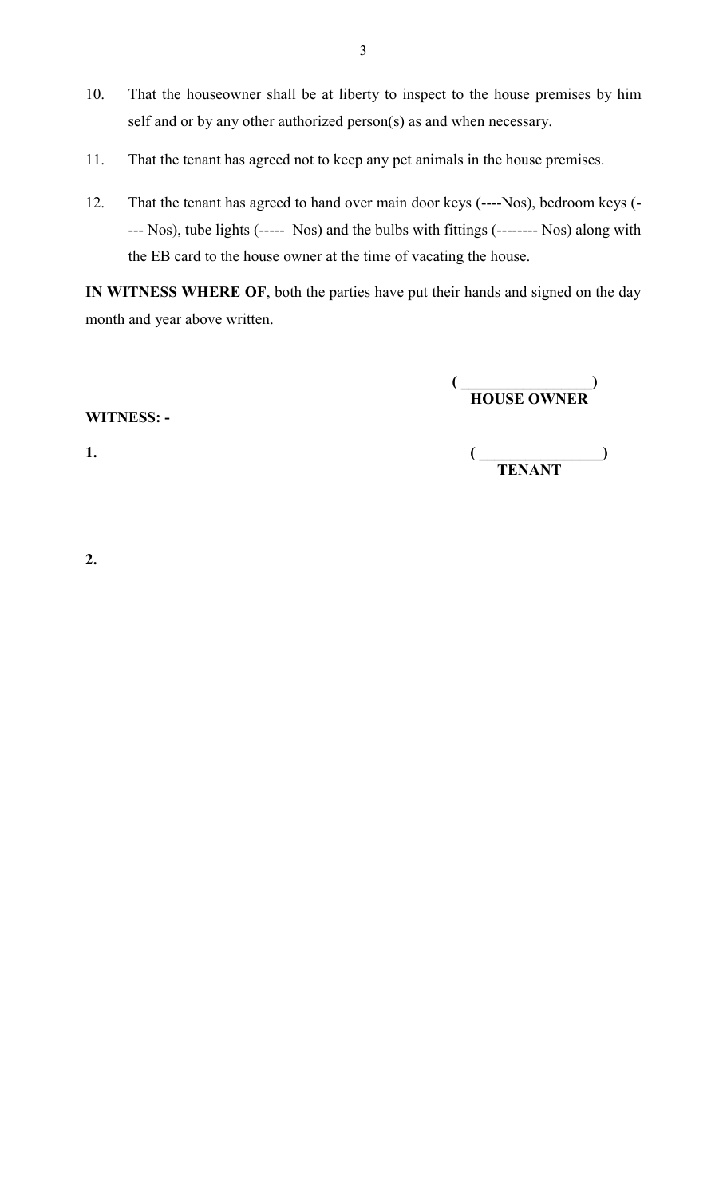10. That the houseowner shall be at liberty to inspect to the house premises by him self and or by any other authorized person(s) as and when necessary.

11. That the tenant has agreed not to keep any pet animals in the house premises.

12. That the tenant has agreed to hand over main door keys (----Nos), bedroom keys (---- Nos), tube lights (----- Nos) and the bulbs with fittings (-------- Nos) along with the EB card to the house owner at the time of vacating the house.

**IN WITNESS WHERE OF**, both the parties have put their hands and signed on the day month and year above written.

**( _________________ )**
**HOUSE OWNER**

**WITNESS: -**

**1.**

**( ________________ )**
**TENANT**

**2.**